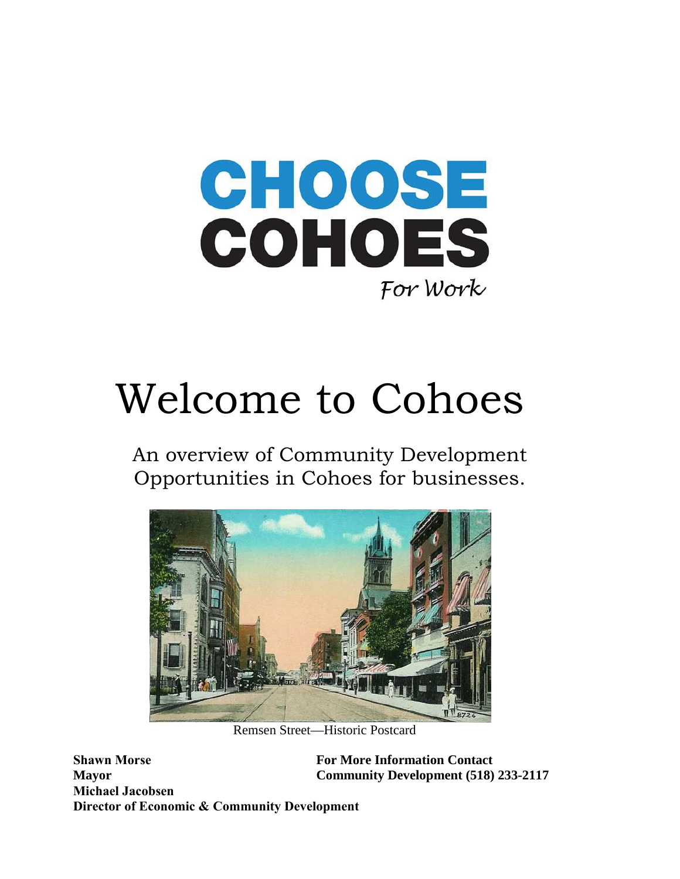# CHOOSE COHOES

*For Work*

# Welcome to Cohoes

An overview of Community Development Opportunities in Cohoes for businesses.

Remsen Street—Historic Postcard

**Shawn Morse**
**Mayor**
**Michael Jacobsen**
**Director of Economic & Community Development**

**For More Information Contact**
**Community Development (518) 233-2117**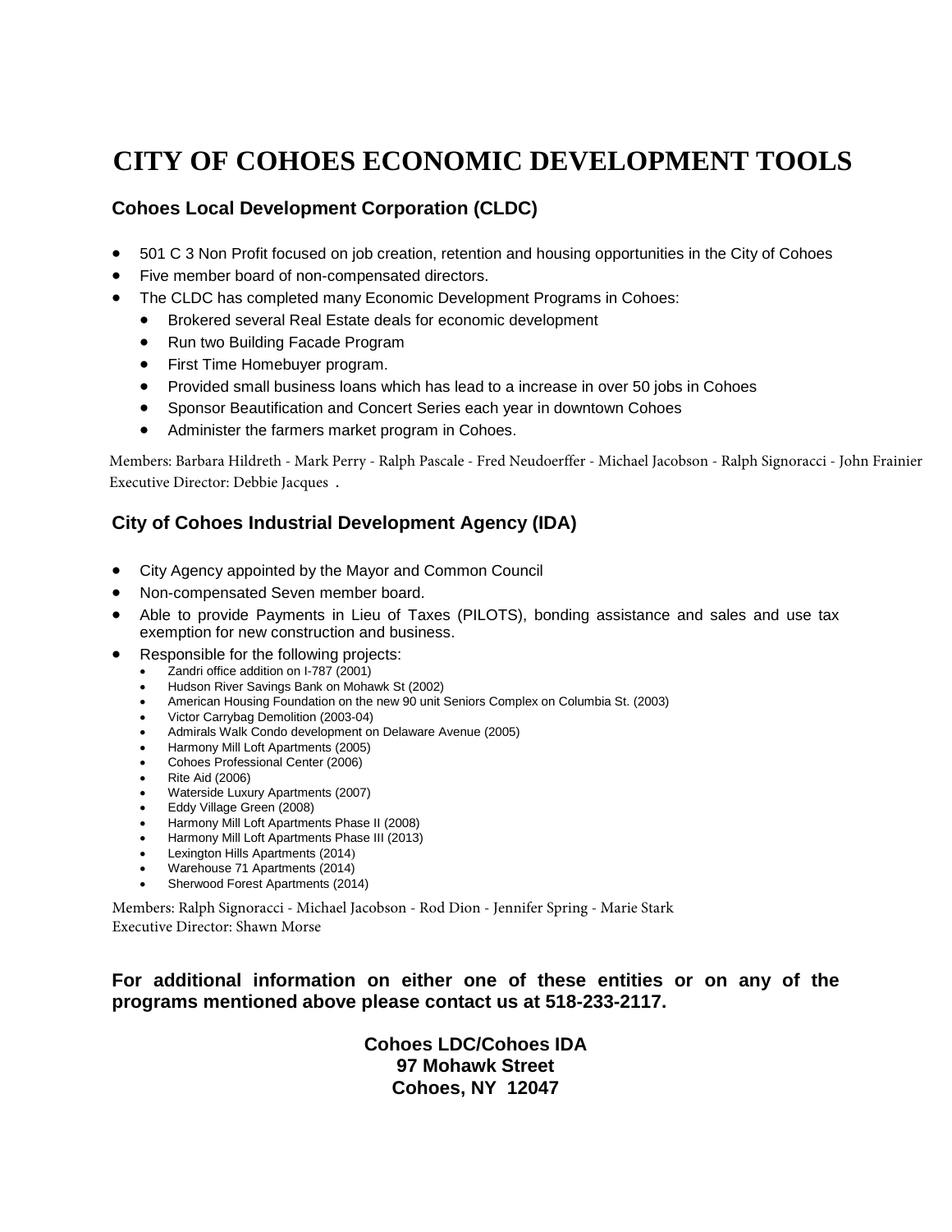# CITY OF COHOES ECONOMIC DEVELOPMENT TOOLS

## Cohoes Local Development Corporation (CLDC)

- 501 C 3 Non Profit focused on job creation, retention and housing opportunities in the City of Cohoes
- Five member board of non-compensated directors.
- The CLDC has completed many Economic Development Programs in Cohoes:
  - Brokered several Real Estate deals for economic development
  - Run two Building Facade Program
  - First Time Homebuyer program.
  - Provided small business loans which has lead to a increase in over 50 jobs in Cohoes
  - Sponsor Beautification and Concert Series each year in downtown Cohoes
  - Administer the farmers market program in Cohoes.

Members: Barbara Hildreth - Mark Perry - Ralph Pascale - Fred Neudoerffer - Michael Jacobson - Ralph Signoracci - John Frainier
Executive Director: Debbie Jacques .

## City of Cohoes Industrial Development Agency (IDA)

- City Agency appointed by the Mayor and Common Council
- Non-compensated Seven member board.
- Able to provide Payments in Lieu of Taxes (PILOTS), bonding assistance and sales and use tax exemption for new construction and business.
- Responsible for the following projects:
  - Zandri office addition on I-787 (2001)
  - Hudson River Savings Bank on Mohawk St (2002)
  - American Housing Foundation on the new 90 unit Seniors Complex on Columbia St. (2003)
  - Victor Carrybag Demolition (2003-04)
  - Admirals Walk Condo development on Delaware Avenue (2005)
  - Harmony Mill Loft Apartments (2005)
  - Cohoes Professional Center (2006)
  - Rite Aid (2006)
  - Waterside Luxury Apartments (2007)
  - Eddy Village Green (2008)
  - Harmony Mill Loft Apartments Phase II (2008)
  - Harmony Mill Loft Apartments Phase III (2013)
  - Lexington Hills Apartments (2014)
  - Warehouse 71 Apartments (2014)
  - Sherwood Forest Apartments (2014)

Members: Ralph Signoracci - Michael Jacobson - Rod Dion - Jennifer Spring - Marie Stark
Executive Director: Shawn Morse

**For additional information on either one of these entities or on any of the programs mentioned above please contact us at 518-233-2117.**

**Cohoes LDC/Cohoes IDA**
**97 Mohawk Street**
**Cohoes, NY 12047**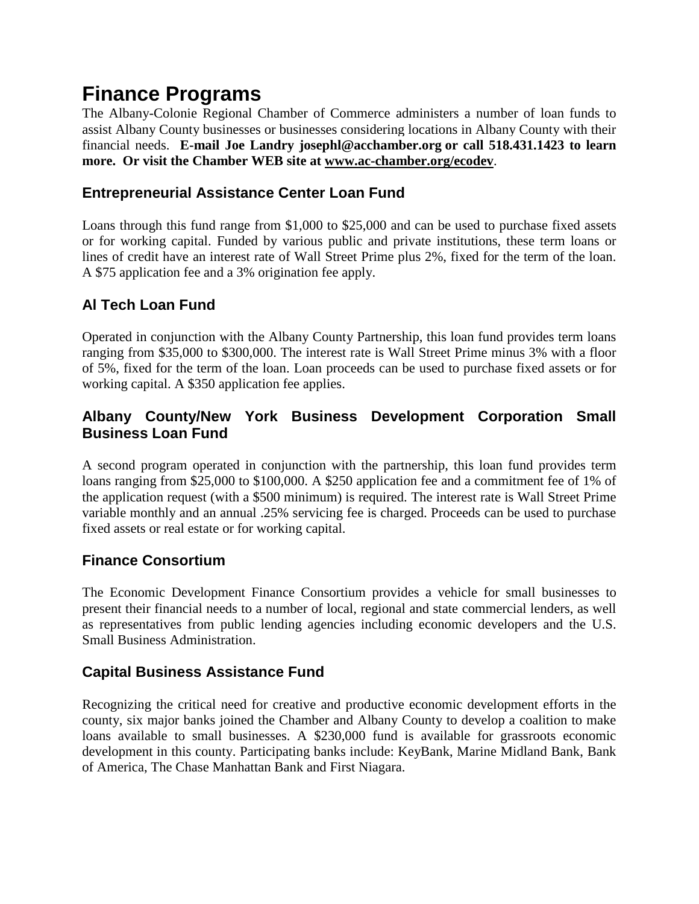# Finance Programs

The Albany-Colonie Regional Chamber of Commerce administers a number of loan funds to assist Albany County businesses or businesses considering locations in Albany County with their financial needs. **E-mail Joe Landry josephl@acchamber.org or call 518.431.1423 to learn more. Or visit the Chamber WEB site at www.ac-chamber.org/ecodev**.

## Entrepreneurial Assistance Center Loan Fund

Loans through this fund range from $1,000 to $25,000 and can be used to purchase fixed assets or for working capital. Funded by various public and private institutions, these term loans or lines of credit have an interest rate of Wall Street Prime plus 2%, fixed for the term of the loan. A $75 application fee and a 3% origination fee apply.

## Al Tech Loan Fund

Operated in conjunction with the Albany County Partnership, this loan fund provides term loans ranging from $35,000 to $300,000. The interest rate is Wall Street Prime minus 3% with a floor of 5%, fixed for the term of the loan. Loan proceeds can be used to purchase fixed assets or for working capital. A $350 application fee applies.

## Albany County/New York Business Development Corporation Small Business Loan Fund

A second program operated in conjunction with the partnership, this loan fund provides term loans ranging from $25,000 to $100,000. A $250 application fee and a commitment fee of 1% of the application request (with a $500 minimum) is required. The interest rate is Wall Street Prime variable monthly and an annual .25% servicing fee is charged. Proceeds can be used to purchase fixed assets or real estate or for working capital.

## Finance Consortium

The Economic Development Finance Consortium provides a vehicle for small businesses to present their financial needs to a number of local, regional and state commercial lenders, as well as representatives from public lending agencies including economic developers and the U.S. Small Business Administration.

## Capital Business Assistance Fund

Recognizing the critical need for creative and productive economic development efforts in the county, six major banks joined the Chamber and Albany County to develop a coalition to make loans available to small businesses. A $230,000 fund is available for grassroots economic development in this county. Participating banks include: KeyBank, Marine Midland Bank, Bank of America, The Chase Manhattan Bank and First Niagara.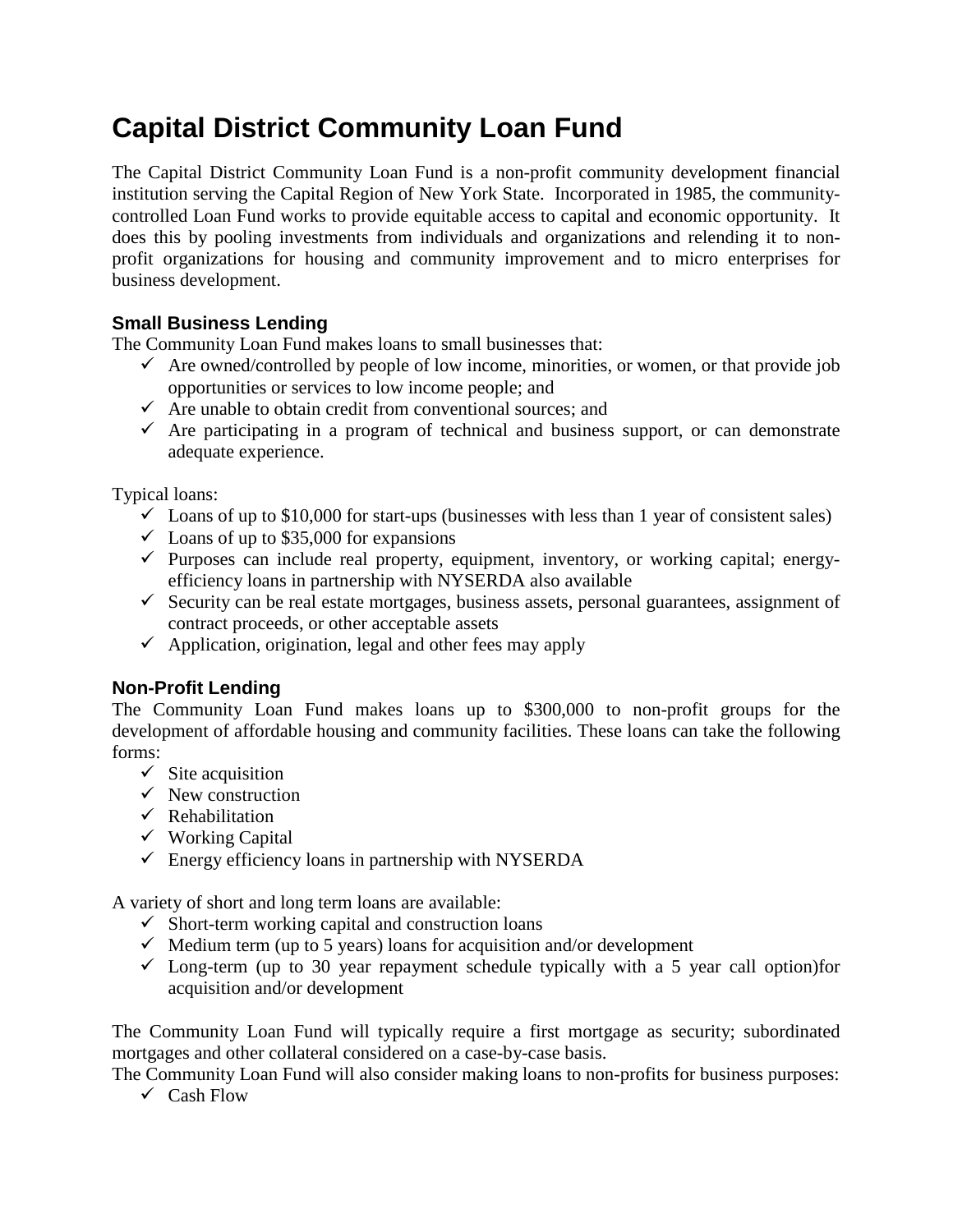# Capital District Community Loan Fund

The Capital District Community Loan Fund is a non-profit community development financial institution serving the Capital Region of New York State. Incorporated in 1985, the community-controlled Loan Fund works to provide equitable access to capital and economic opportunity. It does this by pooling investments from individuals and organizations and relending it to non-profit organizations for housing and community improvement and to micro enterprises for business development.

### Small Business Lending

The Community Loan Fund makes loans to small businesses that:

- ✓ Are owned/controlled by people of low income, minorities, or women, or that provide job opportunities or services to low income people; and
- ✓ Are unable to obtain credit from conventional sources; and
- ✓ Are participating in a program of technical and business support, or can demonstrate adequate experience.

Typical loans:

- ✓ Loans of up to $10,000 for start-ups (businesses with less than 1 year of consistent sales)
- ✓ Loans of up to $35,000 for expansions
- ✓ Purposes can include real property, equipment, inventory, or working capital; energy-efficiency loans in partnership with NYSERDA also available
- ✓ Security can be real estate mortgages, business assets, personal guarantees, assignment of contract proceeds, or other acceptable assets
- ✓ Application, origination, legal and other fees may apply

### Non-Profit Lending

The Community Loan Fund makes loans up to $300,000 to non-profit groups for the development of affordable housing and community facilities. These loans can take the following forms:

- ✓ Site acquisition
- ✓ New construction
- ✓ Rehabilitation
- ✓ Working Capital
- ✓ Energy efficiency loans in partnership with NYSERDA

A variety of short and long term loans are available:

- ✓ Short-term working capital and construction loans
- ✓ Medium term (up to 5 years) loans for acquisition and/or development
- ✓ Long-term (up to 30 year repayment schedule typically with a 5 year call option)for acquisition and/or development

The Community Loan Fund will typically require a first mortgage as security; subordinated mortgages and other collateral considered on a case-by-case basis.

The Community Loan Fund will also consider making loans to non-profits for business purposes:

- ✓ Cash Flow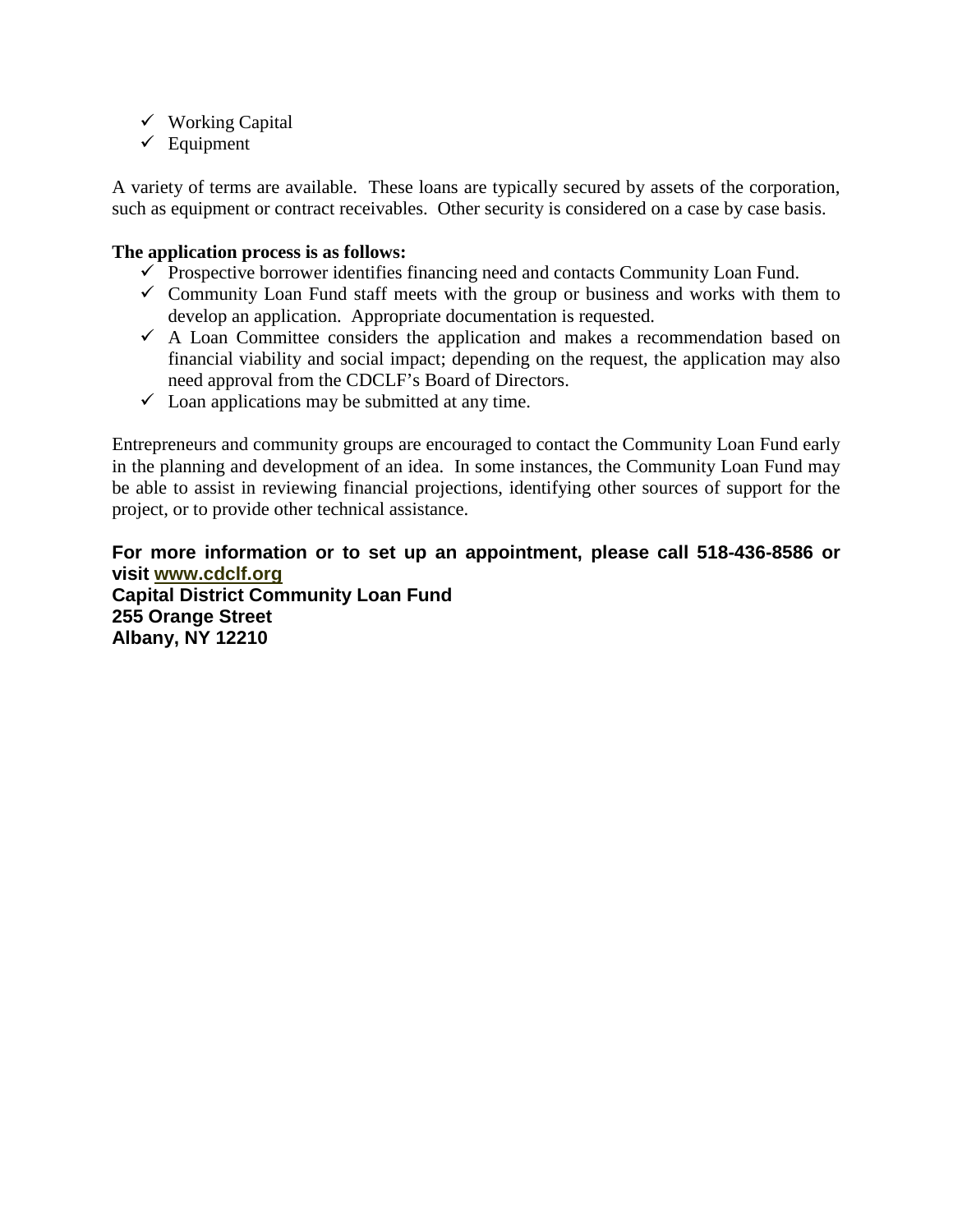- ✓ Working Capital
- ✓ Equipment

A variety of terms are available. These loans are typically secured by assets of the corporation, such as equipment or contract receivables. Other security is considered on a case by case basis.

**The application process is as follows:**

- ✓ Prospective borrower identifies financing need and contacts Community Loan Fund.
- ✓ Community Loan Fund staff meets with the group or business and works with them to develop an application. Appropriate documentation is requested.
- ✓ A Loan Committee considers the application and makes a recommendation based on financial viability and social impact; depending on the request, the application may also need approval from the CDCLF's Board of Directors.
- ✓ Loan applications may be submitted at any time.

Entrepreneurs and community groups are encouraged to contact the Community Loan Fund early in the planning and development of an idea. In some instances, the Community Loan Fund may be able to assist in reviewing financial projections, identifying other sources of support for the project, or to provide other technical assistance.

**For more information or to set up an appointment, please call 518-436-8586 or visit [www.cdclf.org](http://www.cdclf.org)**
**Capital District Community Loan Fund**
**255 Orange Street**
**Albany, NY 12210**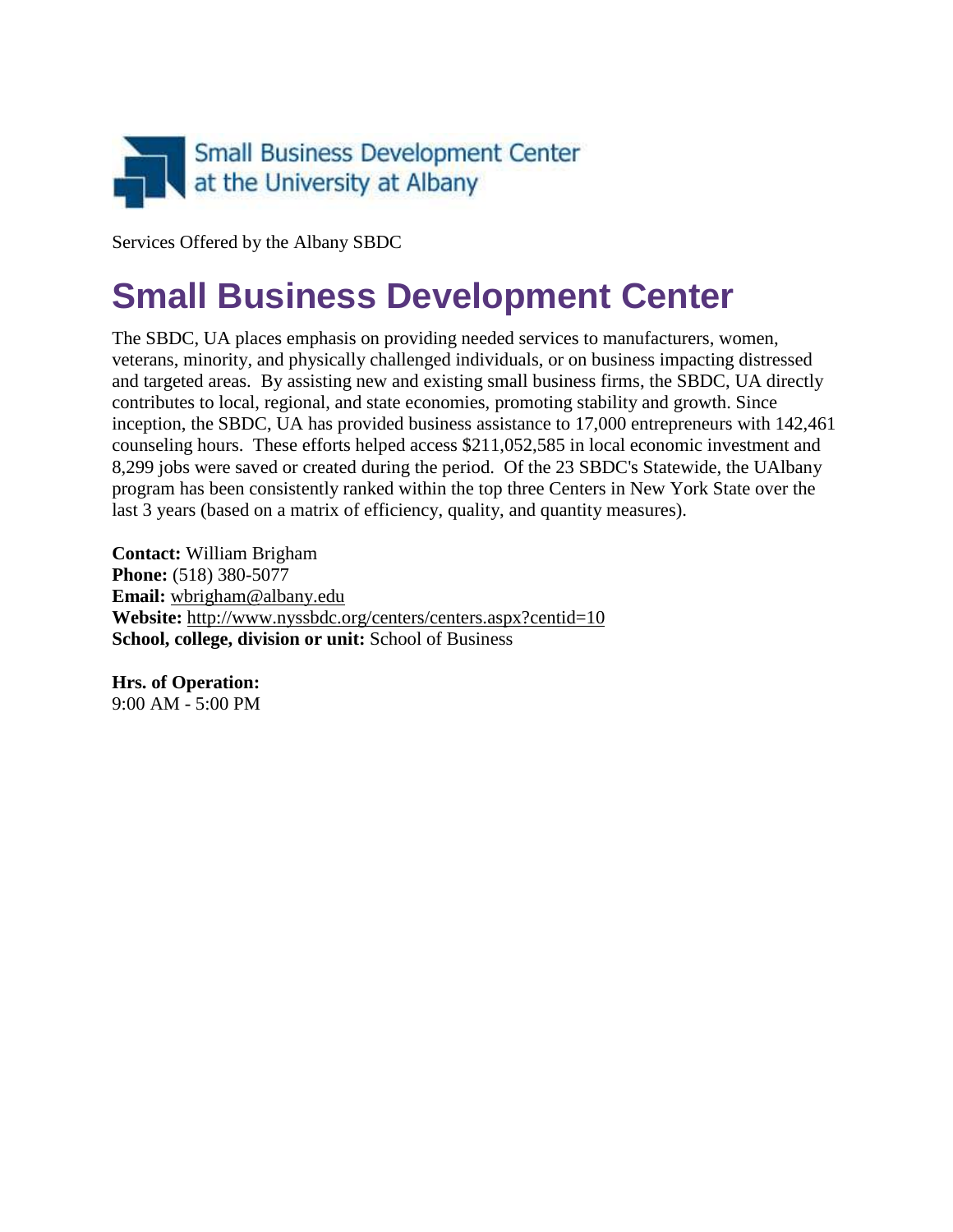Small Business Development Center at the University at Albany

Services Offered by the Albany SBDC

# Small Business Development Center

The SBDC, UA places emphasis on providing needed services to manufacturers, women, veterans, minority, and physically challenged individuals, or on business impacting distressed and targeted areas. By assisting new and existing small business firms, the SBDC, UA directly contributes to local, regional, and state economies, promoting stability and growth. Since inception, the SBDC, UA has provided business assistance to 17,000 entrepreneurs with 142,461 counseling hours. These efforts helped access $211,052,585 in local economic investment and 8,299 jobs were saved or created during the period. Of the 23 SBDC's Statewide, the UAlbany program has been consistently ranked within the top three Centers in New York State over the last 3 years (based on a matrix of efficiency, quality, and quantity measures).

**Contact:** William Brigham
**Phone:** (518) 380-5077
**Email:** wbrigham@albany.edu
**Website:** http://www.nyssbdc.org/centers/centers.aspx?centid=10
**School, college, division or unit:** School of Business

**Hrs. of Operation:**
9:00 AM - 5:00 PM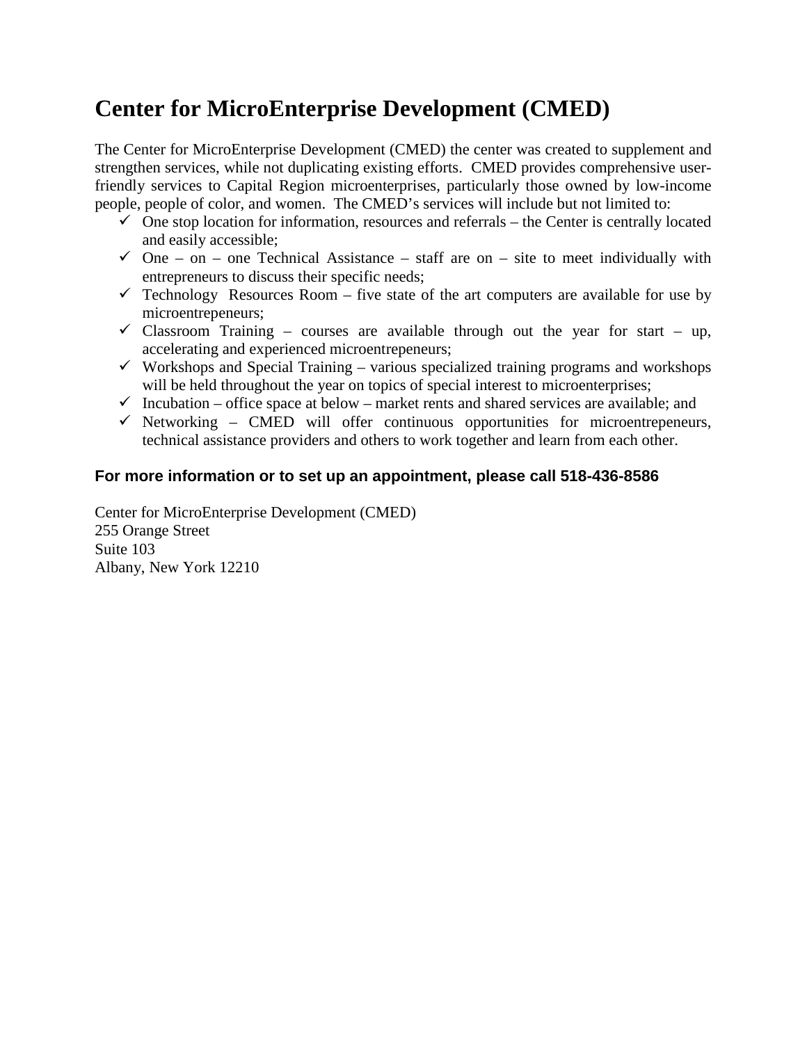# Center for MicroEnterprise Development (CMED)

The Center for MicroEnterprise Development (CMED) the center was created to supplement and strengthen services, while not duplicating existing efforts. CMED provides comprehensive user-friendly services to Capital Region microenterprises, particularly those owned by low-income people, people of color, and women. The CMED's services will include but not limited to:

- ✓ One stop location for information, resources and referrals – the Center is centrally located and easily accessible;
- ✓ One – on – one Technical Assistance – staff are on – site to meet individually with entrepreneurs to discuss their specific needs;
- ✓ Technology Resources Room – five state of the art computers are available for use by microentrepeneurs;
- ✓ Classroom Training – courses are available through out the year for start – up, accelerating and experienced microentrepeneurs;
- ✓ Workshops and Special Training – various specialized training programs and workshops will be held throughout the year on topics of special interest to microenterprises;
- ✓ Incubation – office space at below – market rents and shared services are available; and
- ✓ Networking – CMED will offer continuous opportunities for microentrepeneurs, technical assistance providers and others to work together and learn from each other.

**For more information or to set up an appointment, please call 518-436-8586**

Center for MicroEnterprise Development (CMED)
255 Orange Street
Suite 103
Albany, New York 12210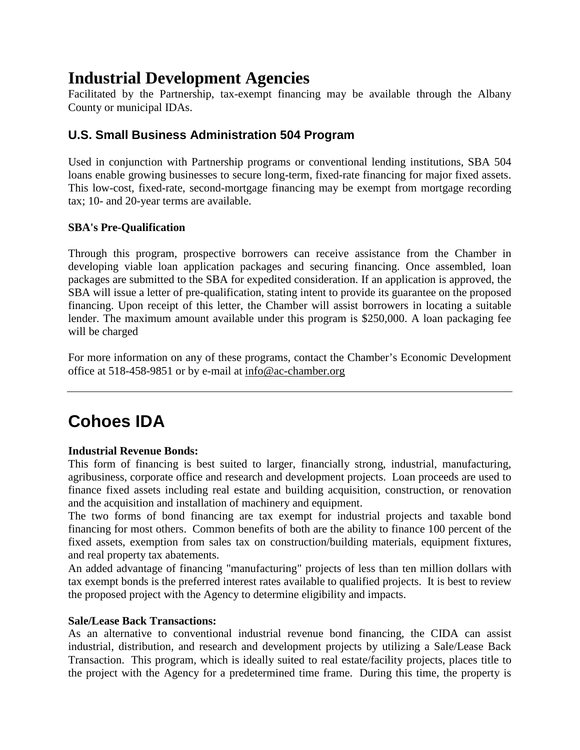# Industrial Development Agencies

Facilitated by the Partnership, tax-exempt financing may be available through the Albany County or municipal IDAs.

### U.S. Small Business Administration 504 Program

Used in conjunction with Partnership programs or conventional lending institutions, SBA 504 loans enable growing businesses to secure long-term, fixed-rate financing for major fixed assets. This low-cost, fixed-rate, second-mortgage financing may be exempt from mortgage recording tax; 10- and 20-year terms are available.

**SBA's Pre-Qualification**

Through this program, prospective borrowers can receive assistance from the Chamber in developing viable loan application packages and securing financing. Once assembled, loan packages are submitted to the SBA for expedited consideration. If an application is approved, the SBA will issue a letter of pre-qualification, stating intent to provide its guarantee on the proposed financing. Upon receipt of this letter, the Chamber will assist borrowers in locating a suitable lender. The maximum amount available under this program is $250,000. A loan packaging fee will be charged

For more information on any of these programs, contact the Chamber's Economic Development office at 518-458-9851 or by e-mail at info@ac-chamber.org

---

# Cohoes IDA

**Industrial Revenue Bonds:**
This form of financing is best suited to larger, financially strong, industrial, manufacturing, agribusiness, corporate office and research and development projects. Loan proceeds are used to finance fixed assets including real estate and building acquisition, construction, or renovation and the acquisition and installation of machinery and equipment.
The two forms of bond financing are tax exempt for industrial projects and taxable bond financing for most others. Common benefits of both are the ability to finance 100 percent of the fixed assets, exemption from sales tax on construction/building materials, equipment fixtures, and real property tax abatements.
An added advantage of financing "manufacturing" projects of less than ten million dollars with tax exempt bonds is the preferred interest rates available to qualified projects. It is best to review the proposed project with the Agency to determine eligibility and impacts.

**Sale/Lease Back Transactions:**
As an alternative to conventional industrial revenue bond financing, the CIDA can assist industrial, distribution, and research and development projects by utilizing a Sale/Lease Back Transaction. This program, which is ideally suited to real estate/facility projects, places title to the project with the Agency for a predetermined time frame. During this time, the property is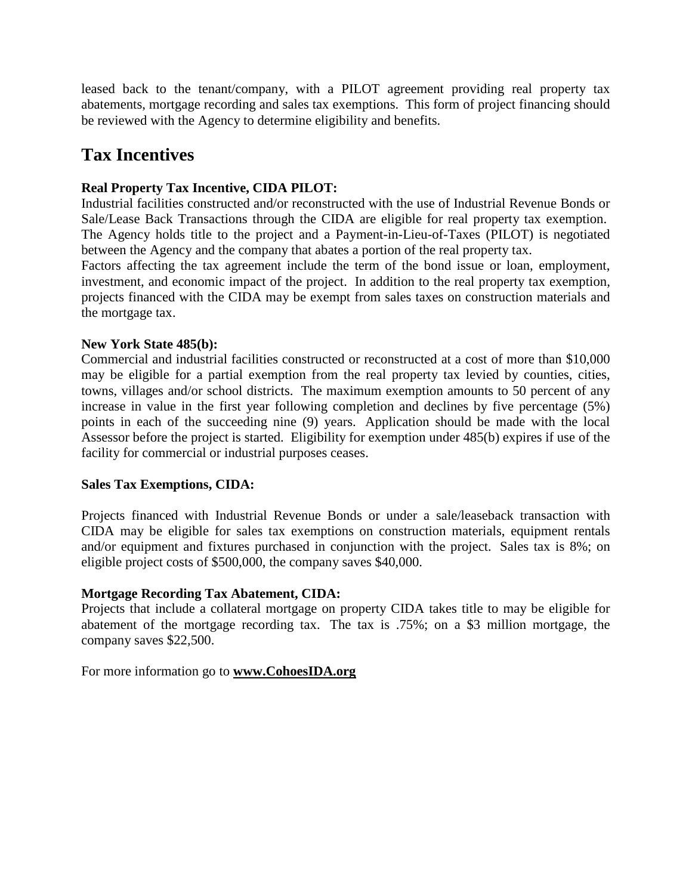leased back to the tenant/company, with a PILOT agreement providing real property tax abatements, mortgage recording and sales tax exemptions. This form of project financing should be reviewed with the Agency to determine eligibility and benefits.

## Tax Incentives

**Real Property Tax Incentive, CIDA PILOT:**

Industrial facilities constructed and/or reconstructed with the use of Industrial Revenue Bonds or Sale/Lease Back Transactions through the CIDA are eligible for real property tax exemption. The Agency holds title to the project and a Payment-in-Lieu-of-Taxes (PILOT) is negotiated between the Agency and the company that abates a portion of the real property tax.

Factors affecting the tax agreement include the term of the bond issue or loan, employment, investment, and economic impact of the project. In addition to the real property tax exemption, projects financed with the CIDA may be exempt from sales taxes on construction materials and the mortgage tax.

**New York State 485(b):**

Commercial and industrial facilities constructed or reconstructed at a cost of more than $10,000 may be eligible for a partial exemption from the real property tax levied by counties, cities, towns, villages and/or school districts. The maximum exemption amounts to 50 percent of any increase in value in the first year following completion and declines by five percentage (5%) points in each of the succeeding nine (9) years. Application should be made with the local Assessor before the project is started. Eligibility for exemption under 485(b) expires if use of the facility for commercial or industrial purposes ceases.

**Sales Tax Exemptions, CIDA:**

Projects financed with Industrial Revenue Bonds or under a sale/leaseback transaction with CIDA may be eligible for sales tax exemptions on construction materials, equipment rentals and/or equipment and fixtures purchased in conjunction with the project. Sales tax is 8%; on eligible project costs of $500,000, the company saves $40,000.

**Mortgage Recording Tax Abatement, CIDA:**

Projects that include a collateral mortgage on property CIDA takes title to may be eligible for abatement of the mortgage recording tax. The tax is .75%; on a $3 million mortgage, the company saves $22,500.

For more information go to **www.CohoesIDA.org**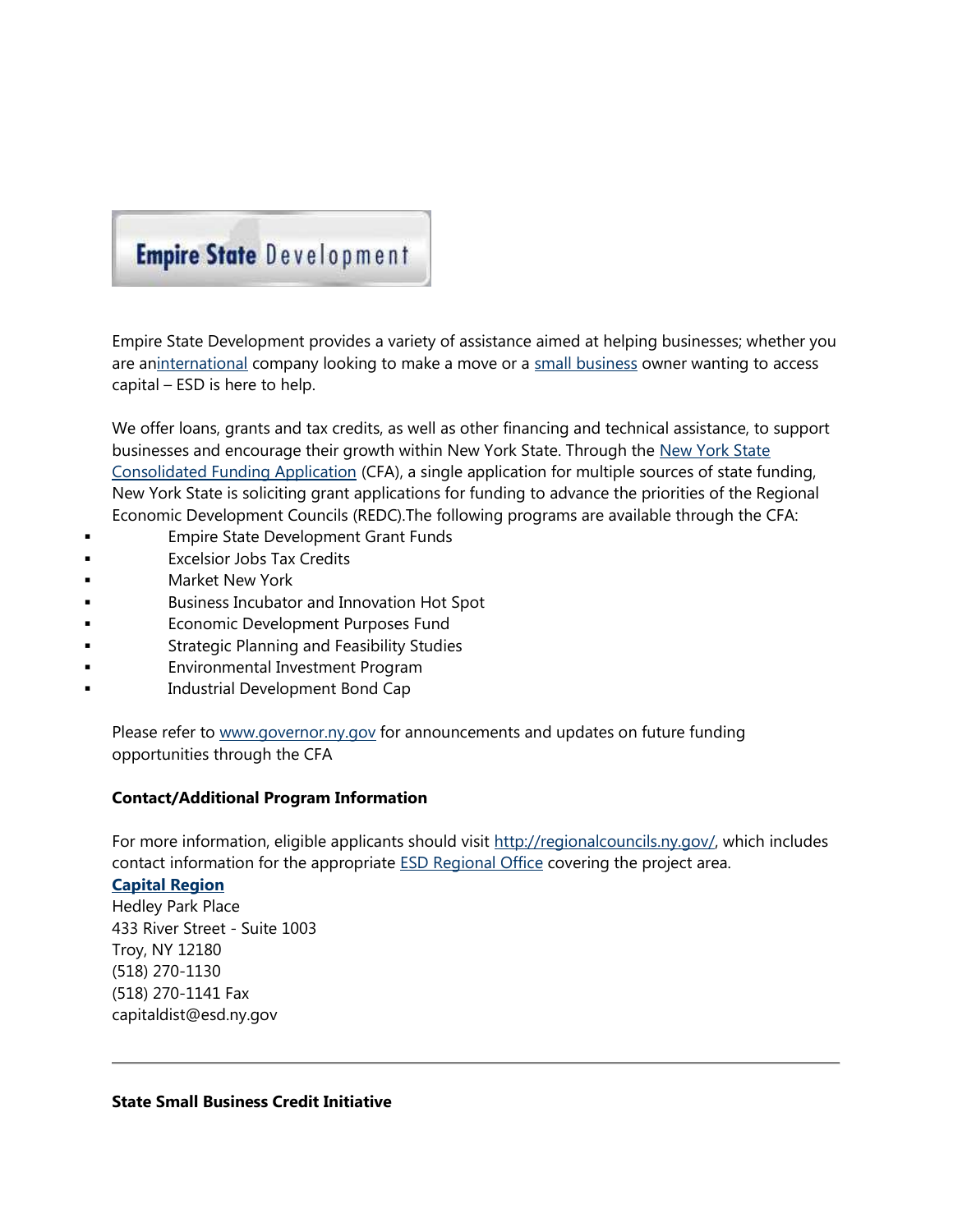Empire State Development

Empire State Development provides a variety of assistance aimed at helping businesses; whether you are aninternational company looking to make a move or a small business owner wanting to access capital – ESD is here to help.

We offer loans, grants and tax credits, as well as other financing and technical assistance, to support businesses and encourage their growth within New York State. Through the New York State Consolidated Funding Application (CFA), a single application for multiple sources of state funding, New York State is soliciting grant applications for funding to advance the priorities of the Regional Economic Development Councils (REDC).The following programs are available through the CFA:

- Empire State Development Grant Funds
- Excelsior Jobs Tax Credits
- Market New York
- Business Incubator and Innovation Hot Spot
- Economic Development Purposes Fund
- Strategic Planning and Feasibility Studies
- Environmental Investment Program
- Industrial Development Bond Cap

Please refer to www.governor.ny.gov for announcements and updates on future funding opportunities through the CFA

**Contact/Additional Program Information**

For more information, eligible applicants should visit http://regionalcouncils.ny.gov/, which includes contact information for the appropriate ESD Regional Office covering the project area.

**Capital Region**
Hedley Park Place
433 River Street - Suite 1003
Troy, NY 12180
(518) 270-1130
(518) 270-1141 Fax
capitaldist@esd.ny.gov

---

**State Small Business Credit Initiative**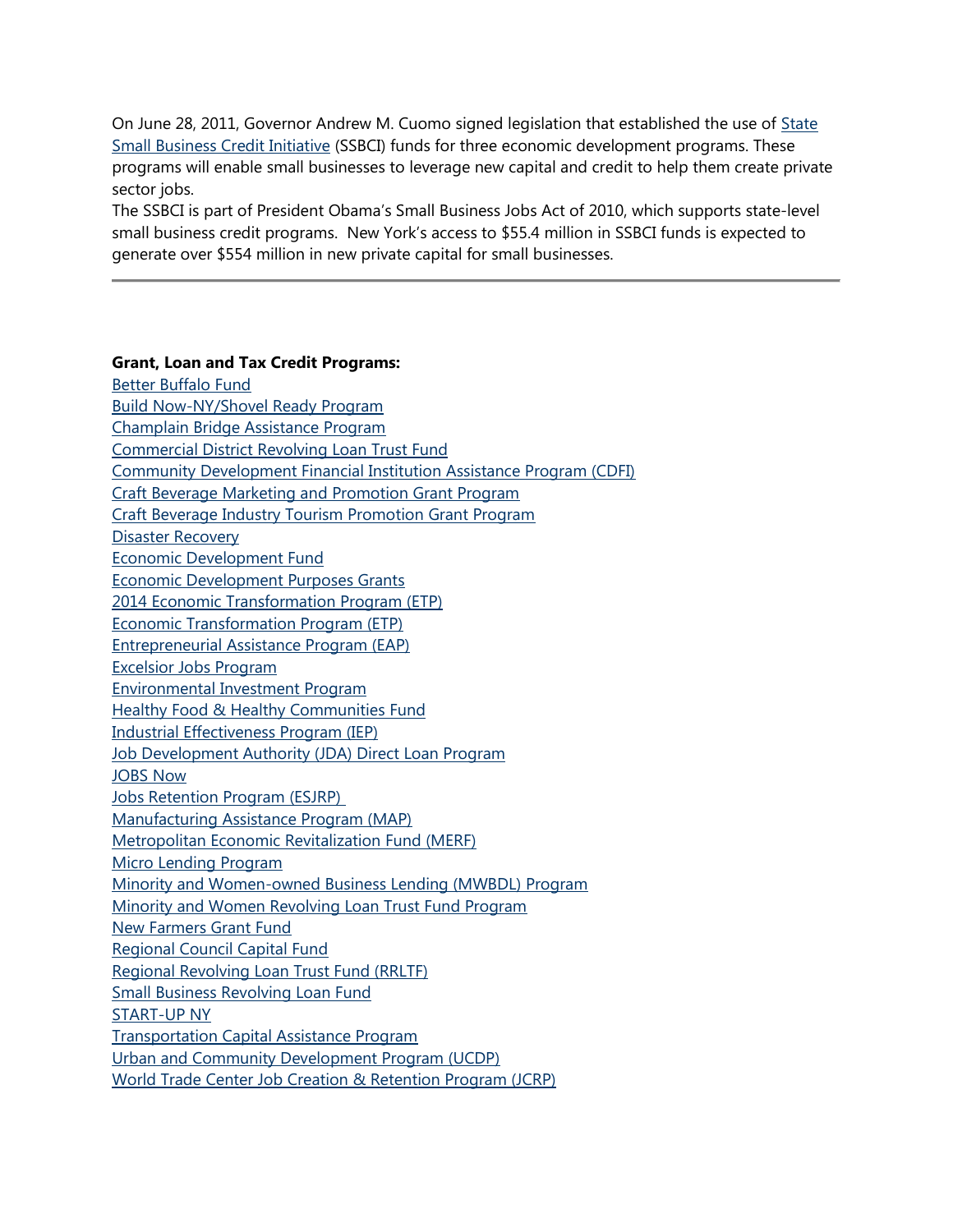On June 28, 2011, Governor Andrew M. Cuomo signed legislation that established the use of State Small Business Credit Initiative (SSBCI) funds for three economic development programs. These programs will enable small businesses to leverage new capital and credit to help them create private sector jobs.

The SSBCI is part of President Obama's Small Business Jobs Act of 2010, which supports state-level small business credit programs. New York's access to $55.4 million in SSBCI funds is expected to generate over $554 million in new private capital for small businesses.

---

**Grant, Loan and Tax Credit Programs:**

Better Buffalo Fund
Build Now-NY/Shovel Ready Program
Champlain Bridge Assistance Program
Commercial District Revolving Loan Trust Fund
Community Development Financial Institution Assistance Program (CDFI)
Craft Beverage Marketing and Promotion Grant Program
Craft Beverage Industry Tourism Promotion Grant Program
Disaster Recovery
Economic Development Fund
Economic Development Purposes Grants
2014 Economic Transformation Program (ETP)
Economic Transformation Program (ETP)
Entrepreneurial Assistance Program (EAP)
Excelsior Jobs Program
Environmental Investment Program
Healthy Food & Healthy Communities Fund
Industrial Effectiveness Program (IEP)
Job Development Authority (JDA) Direct Loan Program
JOBS Now
Jobs Retention Program (ESJRP)
Manufacturing Assistance Program (MAP)
Metropolitan Economic Revitalization Fund (MERF)
Micro Lending Program
Minority and Women-owned Business Lending (MWBDL) Program
Minority and Women Revolving Loan Trust Fund Program
New Farmers Grant Fund
Regional Council Capital Fund
Regional Revolving Loan Trust Fund (RRLTF)
Small Business Revolving Loan Fund
START-UP NY
Transportation Capital Assistance Program
Urban and Community Development Program (UCDP)
World Trade Center Job Creation & Retention Program (JCRP)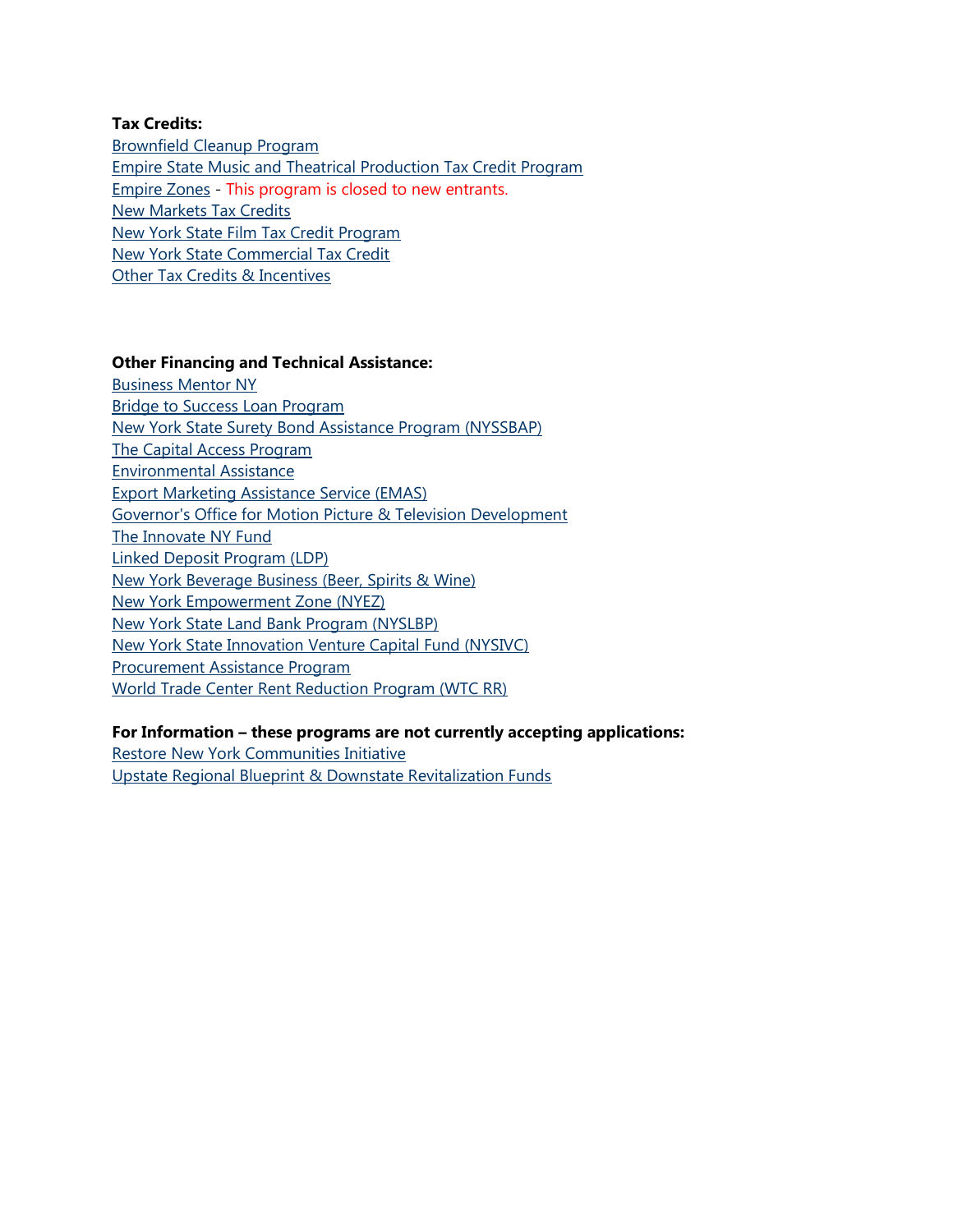**Tax Credits:**

Brownfield Cleanup Program
Empire State Music and Theatrical Production Tax Credit Program
Empire Zones - This program is closed to new entrants.
New Markets Tax Credits
New York State Film Tax Credit Program
New York State Commercial Tax Credit
Other Tax Credits & Incentives

**Other Financing and Technical Assistance:**

Business Mentor NY
Bridge to Success Loan Program
New York State Surety Bond Assistance Program (NYSSBAP)
The Capital Access Program
Environmental Assistance
Export Marketing Assistance Service (EMAS)
Governor's Office for Motion Picture & Television Development
The Innovate NY Fund
Linked Deposit Program (LDP)
New York Beverage Business (Beer, Spirits & Wine)
New York Empowerment Zone (NYEZ)
New York State Land Bank Program (NYSLBP)
New York State Innovation Venture Capital Fund (NYSIVC)
Procurement Assistance Program
World Trade Center Rent Reduction Program (WTC RR)

**For Information – these programs are not currently accepting applications:**

Restore New York Communities Initiative
Upstate Regional Blueprint & Downstate Revitalization Funds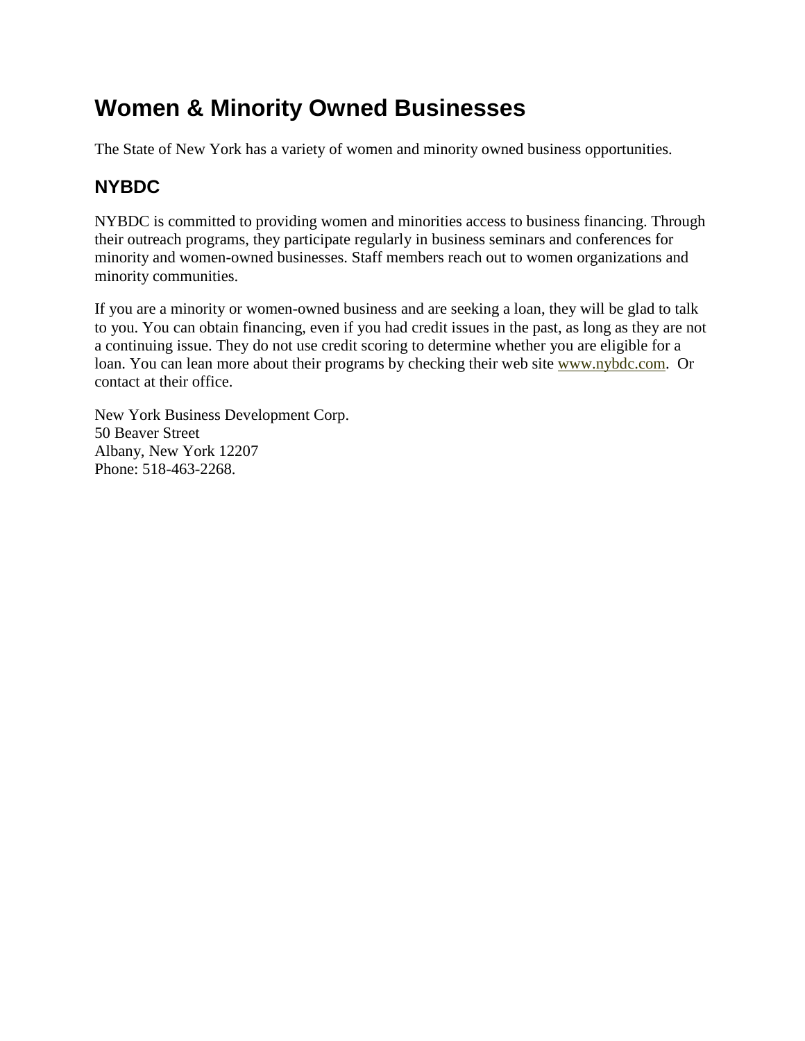# Women & Minority Owned Businesses

The State of New York has a variety of women and minority owned business opportunities.

## NYBDC

NYBDC is committed to providing women and minorities access to business financing. Through their outreach programs, they participate regularly in business seminars and conferences for minority and women-owned businesses. Staff members reach out to women organizations and minority communities.

If you are a minority or women-owned business and are seeking a loan, they will be glad to talk to you. You can obtain financing, even if you had credit issues in the past, as long as they are not a continuing issue. They do not use credit scoring to determine whether you are eligible for a loan. You can lean more about their programs by checking their web site [www.nybdc.com](http://www.nybdc.com). Or contact at their office.

New York Business Development Corp.  
50 Beaver Street  
Albany, New York 12207  
Phone: 518-463-2268.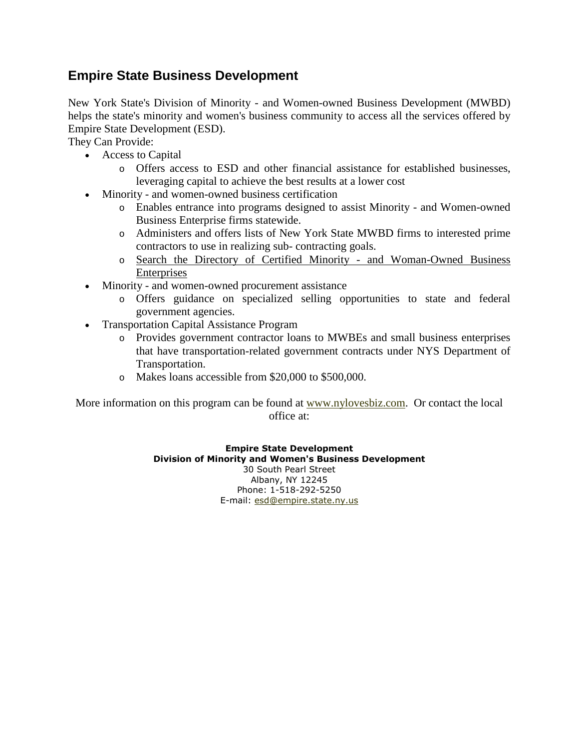## Empire State Business Development

New York State's Division of Minority - and Women-owned Business Development (MWBD) helps the state's minority and women's business community to access all the services offered by Empire State Development (ESD).

They Can Provide:

- Access to Capital
  - Offers access to ESD and other financial assistance for established businesses, leveraging capital to achieve the best results at a lower cost
- Minority - and women-owned business certification
  - Enables entrance into programs designed to assist Minority - and Women-owned Business Enterprise firms statewide.
  - Administers and offers lists of New York State MWBD firms to interested prime contractors to use in realizing sub- contracting goals.
  - Search the Directory of Certified Minority - and Woman-Owned Business Enterprises
- Minority - and women-owned procurement assistance
  - Offers guidance on specialized selling opportunities to state and federal government agencies.
- Transportation Capital Assistance Program
  - Provides government contractor loans to MWBEs and small business enterprises that have transportation-related government contracts under NYS Department of Transportation.
  - Makes loans accessible from $20,000 to $500,000.

More information on this program can be found at www.nylovesbiz.com. Or contact the local office at:

**Empire State Development**
**Division of Minority and Women's Business Development**
30 South Pearl Street
Albany, NY 12245
Phone: 1-518-292-5250
E-mail: esd@empire.state.ny.us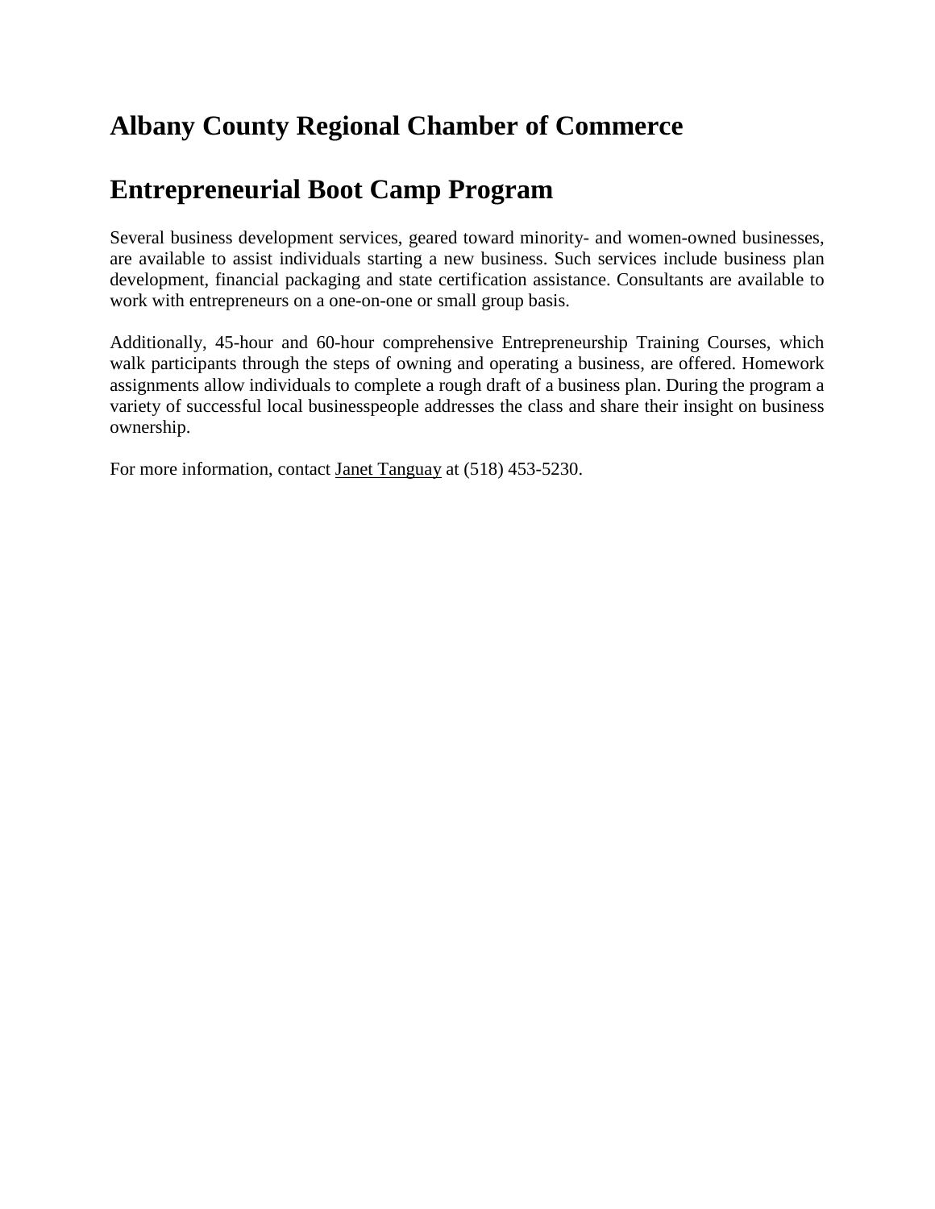## Albany County Regional Chamber of Commerce

## Entrepreneurial Boot Camp Program

Several business development services, geared toward minority- and women-owned businesses, are available to assist individuals starting a new business. Such services include business plan development, financial packaging and state certification assistance. Consultants are available to work with entrepreneurs on a one-on-one or small group basis.

Additionally, 45-hour and 60-hour comprehensive Entrepreneurship Training Courses, which walk participants through the steps of owning and operating a business, are offered. Homework assignments allow individuals to complete a rough draft of a business plan. During the program a variety of successful local businesspeople addresses the class and share their insight on business ownership.

For more information, contact Janet Tanguay at (518) 453-5230.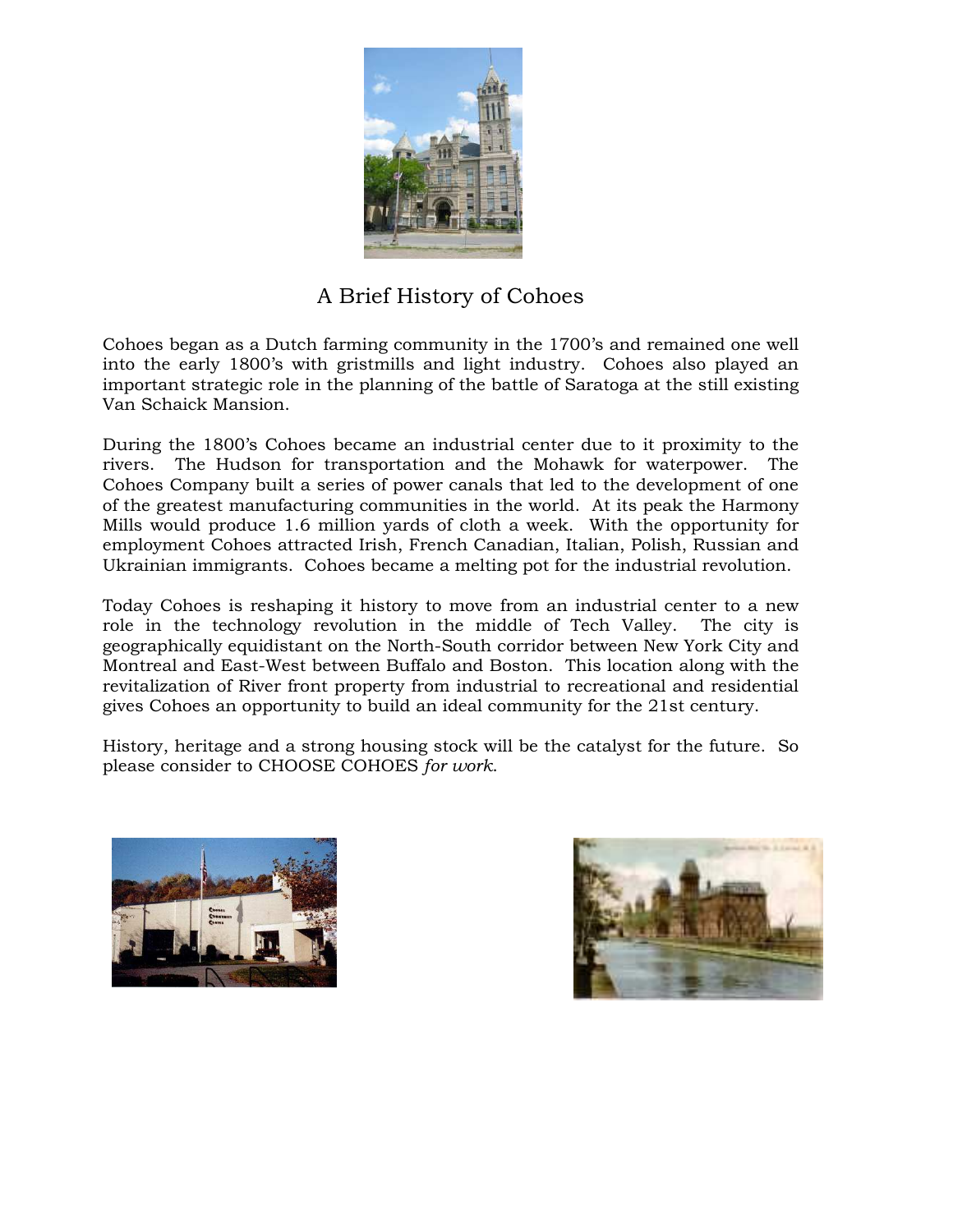# A Brief History of Cohoes

Cohoes began as a Dutch farming community in the 1700's and remained one well into the early 1800's with gristmills and light industry. Cohoes also played an important strategic role in the planning of the battle of Saratoga at the still existing Van Schaick Mansion.

During the 1800's Cohoes became an industrial center due to it proximity to the rivers. The Hudson for transportation and the Mohawk for waterpower. The Cohoes Company built a series of power canals that led to the development of one of the greatest manufacturing communities in the world. At its peak the Harmony Mills would produce 1.6 million yards of cloth a week. With the opportunity for employment Cohoes attracted Irish, French Canadian, Italian, Polish, Russian and Ukrainian immigrants. Cohoes became a melting pot for the industrial revolution.

Today Cohoes is reshaping it history to move from an industrial center to a new role in the technology revolution in the middle of Tech Valley. The city is geographically equidistant on the North-South corridor between New York City and Montreal and East-West between Buffalo and Boston. This location along with the revitalization of River front property from industrial to recreational and residential gives Cohoes an opportunity to build an ideal community for the 21st century.

History, heritage and a strong housing stock will be the catalyst for the future. So please consider to CHOOSE COHOES *for work*.